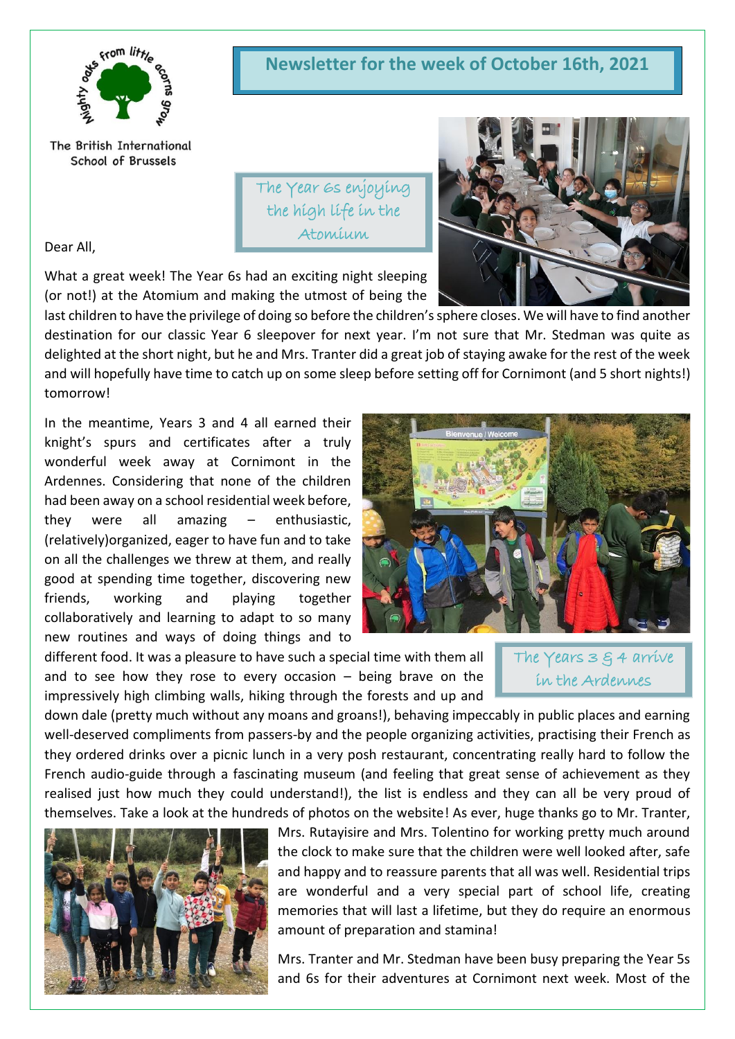The British International School of Brussels

# Newsletter for the week of October 16th, 2021

The Year 6s enjoying the high life in the Atomium

Dear All,

What a great week! The Year 6s had an exciting night sleeping (or not!) at the Atomium and making the utmost of being the last children to have the privilege of doing so before the children's sphere closes. We will have to find another destination for our classic Year 6 sleepover for next year. I'm not sure that Mr. Stedman was quite as delighted at the short night, but he and Mrs. Tranter did a great job of staying awake for the rest of the week and will hopefully have time to catch up on some sleep before setting off for Cornimont (and 5 short nights!) tomorrow!

In the meantime, Years 3 and 4 all earned their knight's spurs and certificates after a truly wonderful week away at Cornimont in the Ardennes. Considering that none of the children had been away on a school residential week before, they were all amazing – enthusiastic, (relatively)organized, eager to have fun and to take on all the challenges we threw at them, and really good at spending time together, discovering new friends, working and playing together collaboratively and learning to adapt to so many new routines and ways of doing things and to different food. It was a pleasure to have such a special time with them all and to see how they rose to every occasion – being brave on the impressively high climbing walls, hiking through the forests and up and down dale (pretty much without any moans and groans!), behaving impeccably in public places and earning well-deserved compliments from passers-by and the people organizing activities, practising their French as they ordered drinks over a picnic lunch in a very posh restaurant, concentrating really hard to follow the French audio-guide through a fascinating museum (and feeling that great sense of achievement as they realised just how much they could understand!), the list is endless and they can all be very proud of themselves. Take a look at the hundreds of photos on the website! As ever, huge thanks go to Mr. Tranter, Mrs. Rutayisire and Mrs. Tolentino for working pretty much around the clock to make sure that the children were well looked after, safe and happy and to reassure parents that all was well. Residential trips are wonderful and a very special part of school life, creating memories that will last a lifetime, but they do require an enormous amount of preparation and stamina!

The Years 3 & 4 arrive in the Ardennes

Mrs. Tranter and Mr. Stedman have been busy preparing the Year 5s and 6s for their adventures at Cornimont next week. Most of the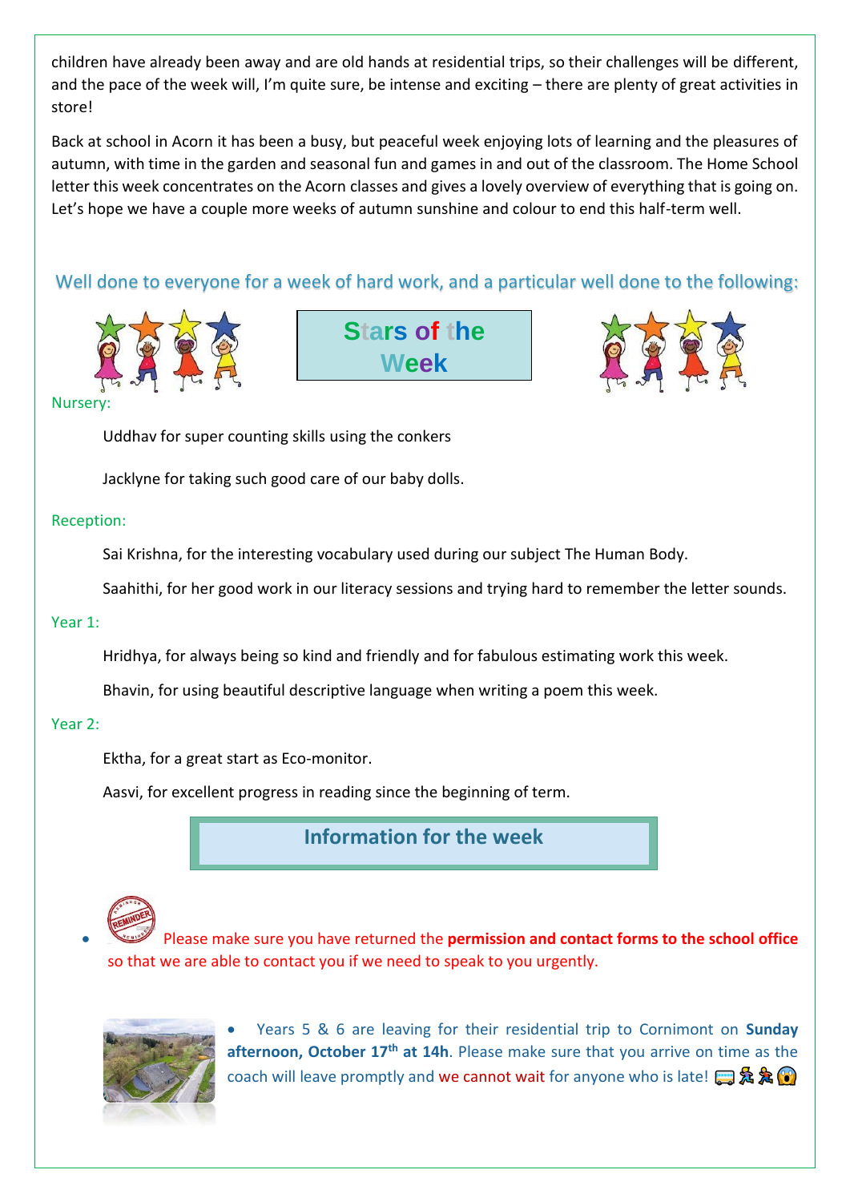children have already been away and are old hands at residential trips, so their challenges will be different, and the pace of the week will, I'm quite sure, be intense and exciting – there are plenty of great activities in store!

Back at school in Acorn it has been a busy, but peaceful week enjoying lots of learning and the pleasures of autumn, with time in the garden and seasonal fun and games in and out of the classroom. The Home School letter this week concentrates on the Acorn classes and gives a lovely overview of everything that is going on. Let's hope we have a couple more weeks of autumn sunshine and colour to end this half-term well.

## Well done to everyone for a week of hard work, and a particular well done to the following:

## Stars of the Week

Nursery:

Uddhav for super counting skills using the conkers

Jacklyne for taking such good care of our baby dolls.

Reception:

Sai Krishna, for the interesting vocabulary used during our subject The Human Body.

Saahithi, for her good work in our literacy sessions and trying hard to remember the letter sounds.

Year 1:

Hridhya, for always being so kind and friendly and for fabulous estimating work this week.

Bhavin, for using beautiful descriptive language when writing a poem this week.

Year 2:

Ektha, for a great start as Eco-monitor.

Aasvi, for excellent progress in reading since the beginning of term.

## Information for the week

- Please make sure you have returned the **permission and contact forms to the school office** so that we are able to contact you if we need to speak to you urgently.

- Years 5 & 6 are leaving for their residential trip to Cornimont on **Sunday afternoon, October 17th at 14h**. Please make sure that you arrive on time as the coach will leave promptly and we cannot wait for anyone who is late! 🚌🏃🏃😱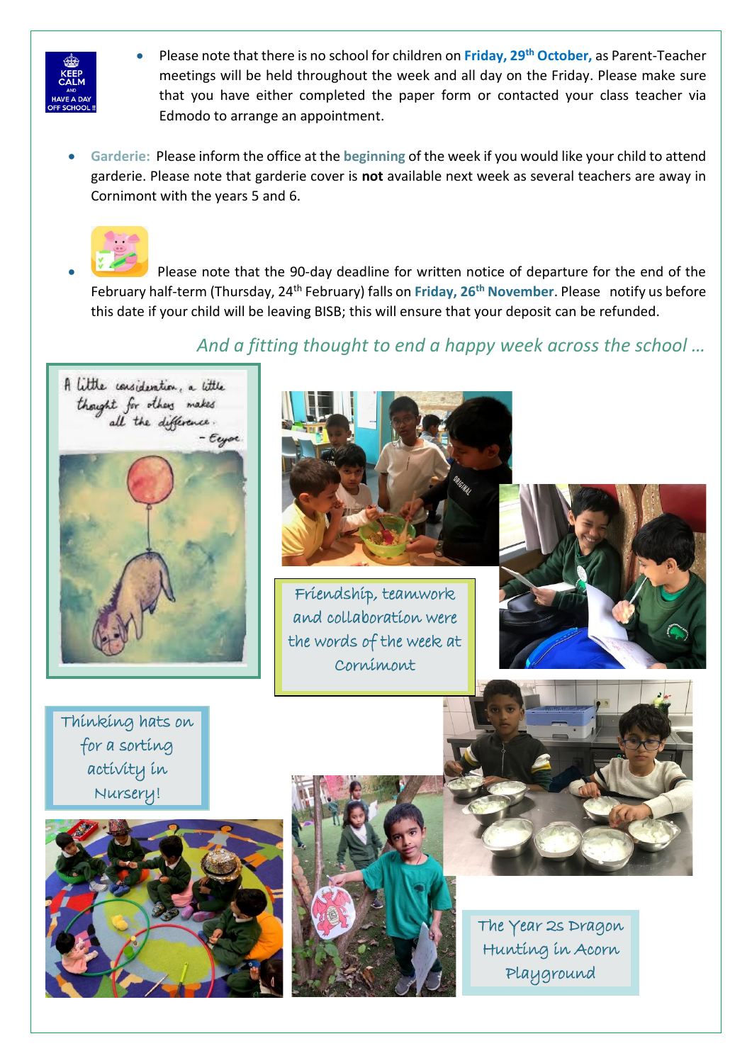- Please note that there is no school for children on **Friday, 29th October,** as Parent-Teacher meetings will be held throughout the week and all day on the Friday. Please make sure that you have either completed the paper form or contacted your class teacher via Edmodo to arrange an appointment.

- **Garderie:** Please inform the office at the **beginning** of the week if you would like your child to attend garderie. Please note that garderie cover is **not** available next week as several teachers are away in Cornimont with the years 5 and 6.

- Please note that the 90-day deadline for written notice of departure for the end of the February half-term (Thursday, 24th February) falls on **Friday, 26th November**. Please notify us before this date if your child will be leaving BISB; this will ensure that your deposit can be refunded.

*And a fitting thought to end a happy week across the school …*

A little consideration, a little thought for others makes all the difference. - Eeyore

Friendship, teamwork and collaboration were the words of the week at Cornimont

Thinking hats on for a sorting activity in Nursery!

The Year 2s Dragon Hunting in Acorn Playground